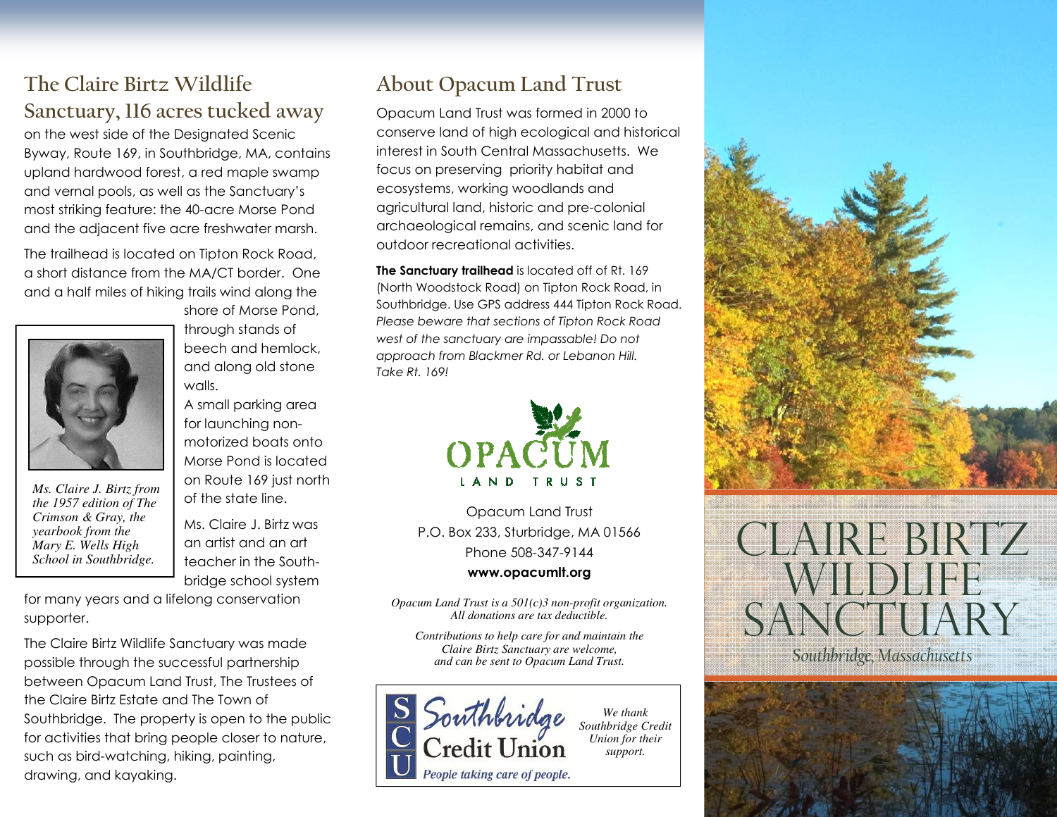## The Claire Birtz Wildlife Sanctuary, 116 acres tucked away

on the west side of the Designated Scenic Byway, Route 169, in Southbridge, MA, contains upland hardwood forest, a red maple swamp and vernal pools, as well as the Sanctuary's most striking feature: the 40-acre Morse Pond and the adjacent five acre freshwater marsh.

The trailhead is located on Tipton Rock Road, a short distance from the MA/CT border. One and a half miles of hiking trails wind along the shore of Morse Pond, through stands of beech and hemlock, and along old stone walls.

A small parking area for launching non-motorized boats onto Morse Pond is located on Route 169 just north of the state line.

*Ms. Claire J. Birtz from the 1957 edition of The Crimson & Gray, the yearbook from the Mary E. Wells High School in Southbridge.*

Ms. Claire J. Birtz was an artist and an art teacher in the Southbridge school system for many years and a lifelong conservation supporter.

The Claire Birtz Wildlife Sanctuary was made possible through the successful partnership between Opacum Land Trust, The Trustees of the Claire Birtz Estate and The Town of Southbridge. The property is open to the public for activities that bring people closer to nature, such as bird-watching, hiking, painting, drawing, and kayaking.

## About Opacum Land Trust

Opacum Land Trust was formed in 2000 to conserve land of high ecological and historical interest in South Central Massachusetts. We focus on preserving priority habitat and ecosystems, working woodlands and agricultural land, historic and pre-colonial archaeological remains, and scenic land for outdoor recreational activities.

**The Sanctuary trailhead** is located off of Rt. 169 (North Woodstock Road) on Tipton Rock Road, in Southbridge. Use GPS address 444 Tipton Rock Road. *Please beware that sections of Tipton Rock Road west of the sanctuary are impassable! Do not approach from Blackmer Rd. or Lebanon Hill. Take Rt. 169!*

OPACUM LAND TRUST

Opacum Land Trust
P.O. Box 233, Sturbridge, MA 01566
Phone 508-347-9144
**www.opacumlt.org**

*Opacum Land Trust is a 501(c)3 non-profit organization. All donations are tax deductible.*

*Contributions to help care for and maintain the Claire Birtz Sanctuary are welcome, and can be sent to Opacum Land Trust.*

SCU Southbridge Credit Union
*People taking care of people.*

*We thank Southbridge Credit Union for their support.*

# CLAIRE BIRTZ WILDLIFE SANCTUARY

*Southbridge, Massachusetts*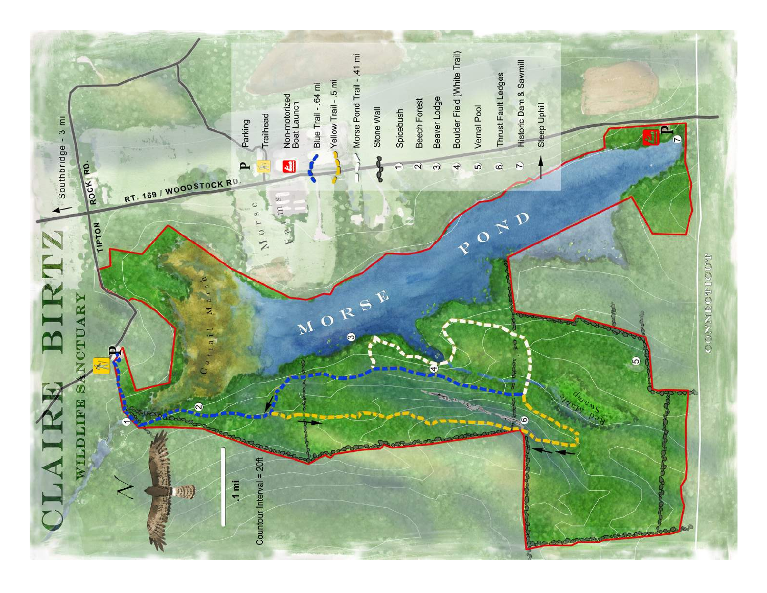# CLAIRE BIRTZ

## WILDLIFE SANCTUARY

Southbridge - 3 mi

ROCK RD.

TIPTON

RT. 169 / WOODSTOCK RD.

Morse Farms

MORSE POND

Cattail Marsh

Red Maple Swamp

CONNECTICUT

P Parking

Trailhead

Non-motorized Boat Launch

Blue Trail - .64 mi

Yellow Trail - .5 mi

Morse Pond Trail - .41 mi

Stone Wall

1. Spicebush
2. Beech Forest
3. Beaver Lodge
4. Boulder Field (White Trail)
5. Vernal Pool
6. Thrust Fault Ledges
7. Historic Dam & Sawmill

Steep Uphill

.1 mi

Countour Interval = 20ft

N